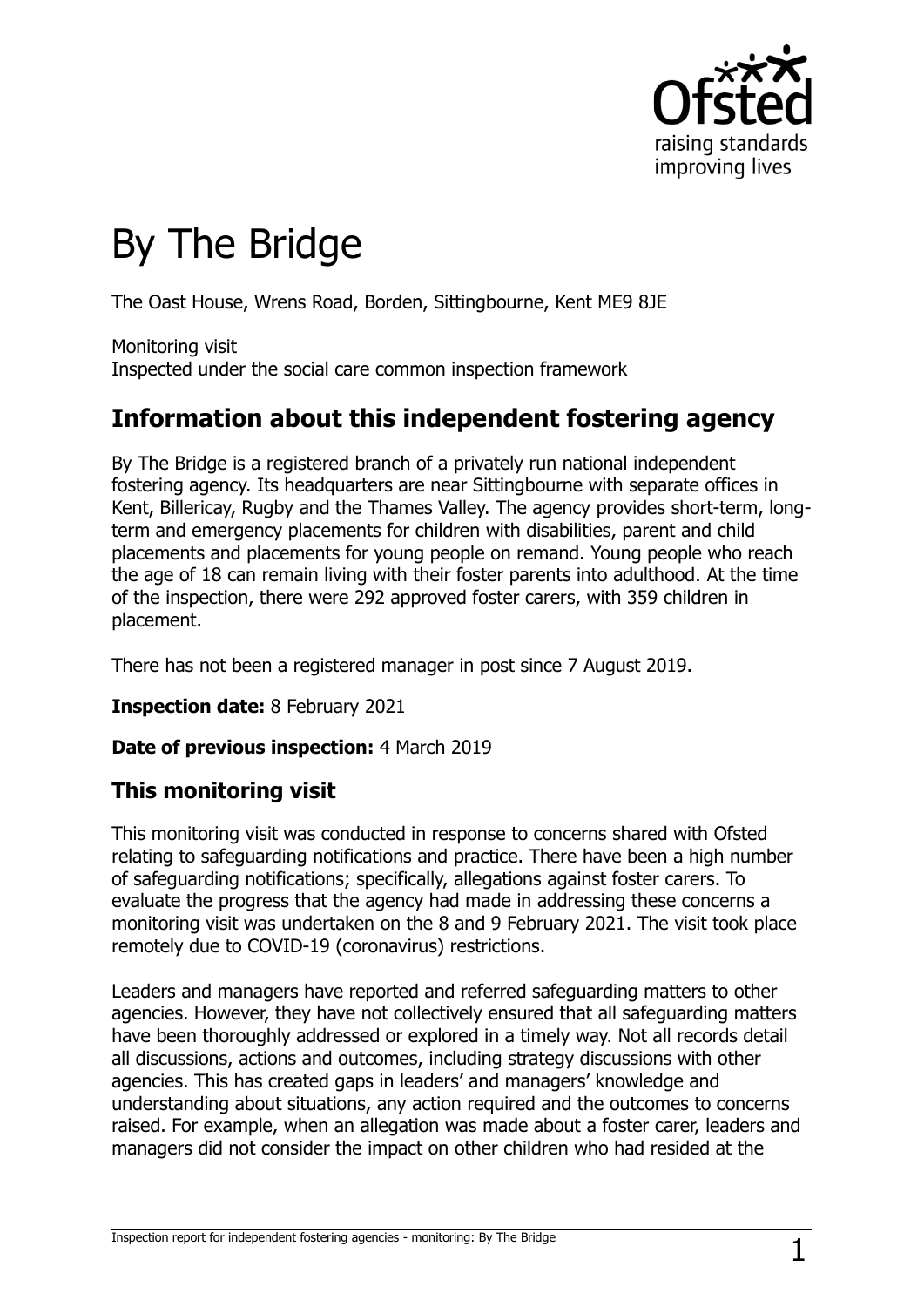# By The Bridge

The Oast House, Wrens Road, Borden, Sittingbourne, Kent ME9 8JE

Monitoring visit
Inspected under the social care common inspection framework

## Information about this independent fostering agency

By The Bridge is a registered branch of a privately run national independent fostering agency. Its headquarters are near Sittingbourne with separate offices in Kent, Billericay, Rugby and the Thames Valley. The agency provides short-term, long-term and emergency placements for children with disabilities, parent and child placements and placements for young people on remand. Young people who reach the age of 18 can remain living with their foster parents into adulthood. At the time of the inspection, there were 292 approved foster carers, with 359 children in placement.

There has not been a registered manager in post since 7 August 2019.

**Inspection date:** 8 February 2021

**Date of previous inspection:** 4 March 2019

### This monitoring visit

This monitoring visit was conducted in response to concerns shared with Ofsted relating to safeguarding notifications and practice. There have been a high number of safeguarding notifications; specifically, allegations against foster carers. To evaluate the progress that the agency had made in addressing these concerns a monitoring visit was undertaken on the 8 and 9 February 2021. The visit took place remotely due to COVID-19 (coronavirus) restrictions.

Leaders and managers have reported and referred safeguarding matters to other agencies. However, they have not collectively ensured that all safeguarding matters have been thoroughly addressed or explored in a timely way. Not all records detail all discussions, actions and outcomes, including strategy discussions with other agencies. This has created gaps in leaders' and managers' knowledge and understanding about situations, any action required and the outcomes to concerns raised. For example, when an allegation was made about a foster carer, leaders and managers did not consider the impact on other children who had resided at the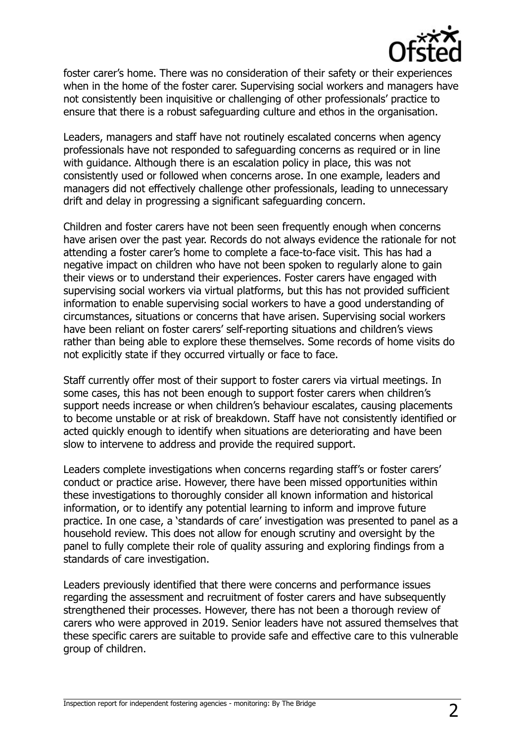foster carer's home. There was no consideration of their safety or their experiences when in the home of the foster carer. Supervising social workers and managers have not consistently been inquisitive or challenging of other professionals' practice to ensure that there is a robust safeguarding culture and ethos in the organisation.

Leaders, managers and staff have not routinely escalated concerns when agency professionals have not responded to safeguarding concerns as required or in line with guidance. Although there is an escalation policy in place, this was not consistently used or followed when concerns arose. In one example, leaders and managers did not effectively challenge other professionals, leading to unnecessary drift and delay in progressing a significant safeguarding concern.

Children and foster carers have not been seen frequently enough when concerns have arisen over the past year. Records do not always evidence the rationale for not attending a foster carer's home to complete a face-to-face visit. This has had a negative impact on children who have not been spoken to regularly alone to gain their views or to understand their experiences. Foster carers have engaged with supervising social workers via virtual platforms, but this has not provided sufficient information to enable supervising social workers to have a good understanding of circumstances, situations or concerns that have arisen. Supervising social workers have been reliant on foster carers' self-reporting situations and children's views rather than being able to explore these themselves. Some records of home visits do not explicitly state if they occurred virtually or face to face.

Staff currently offer most of their support to foster carers via virtual meetings. In some cases, this has not been enough to support foster carers when children's support needs increase or when children's behaviour escalates, causing placements to become unstable or at risk of breakdown. Staff have not consistently identified or acted quickly enough to identify when situations are deteriorating and have been slow to intervene to address and provide the required support.

Leaders complete investigations when concerns regarding staff's or foster carers' conduct or practice arise. However, there have been missed opportunities within these investigations to thoroughly consider all known information and historical information, or to identify any potential learning to inform and improve future practice. In one case, a 'standards of care' investigation was presented to panel as a household review. This does not allow for enough scrutiny and oversight by the panel to fully complete their role of quality assuring and exploring findings from a standards of care investigation.

Leaders previously identified that there were concerns and performance issues regarding the assessment and recruitment of foster carers and have subsequently strengthened their processes. However, there has not been a thorough review of carers who were approved in 2019. Senior leaders have not assured themselves that these specific carers are suitable to provide safe and effective care to this vulnerable group of children.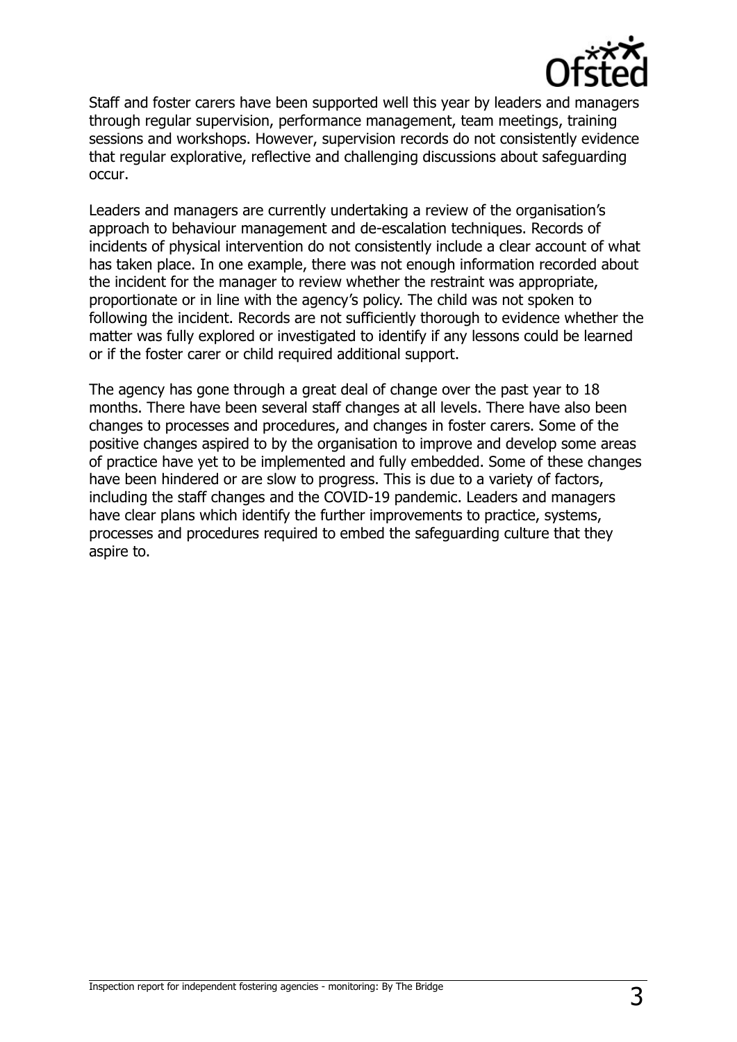Staff and foster carers have been supported well this year by leaders and managers through regular supervision, performance management, team meetings, training sessions and workshops. However, supervision records do not consistently evidence that regular explorative, reflective and challenging discussions about safeguarding occur.

Leaders and managers are currently undertaking a review of the organisation's approach to behaviour management and de-escalation techniques. Records of incidents of physical intervention do not consistently include a clear account of what has taken place. In one example, there was not enough information recorded about the incident for the manager to review whether the restraint was appropriate, proportionate or in line with the agency's policy. The child was not spoken to following the incident. Records are not sufficiently thorough to evidence whether the matter was fully explored or investigated to identify if any lessons could be learned or if the foster carer or child required additional support.

The agency has gone through a great deal of change over the past year to 18 months. There have been several staff changes at all levels. There have also been changes to processes and procedures, and changes in foster carers. Some of the positive changes aspired to by the organisation to improve and develop some areas of practice have yet to be implemented and fully embedded. Some of these changes have been hindered or are slow to progress. This is due to a variety of factors, including the staff changes and the COVID-19 pandemic. Leaders and managers have clear plans which identify the further improvements to practice, systems, processes and procedures required to embed the safeguarding culture that they aspire to.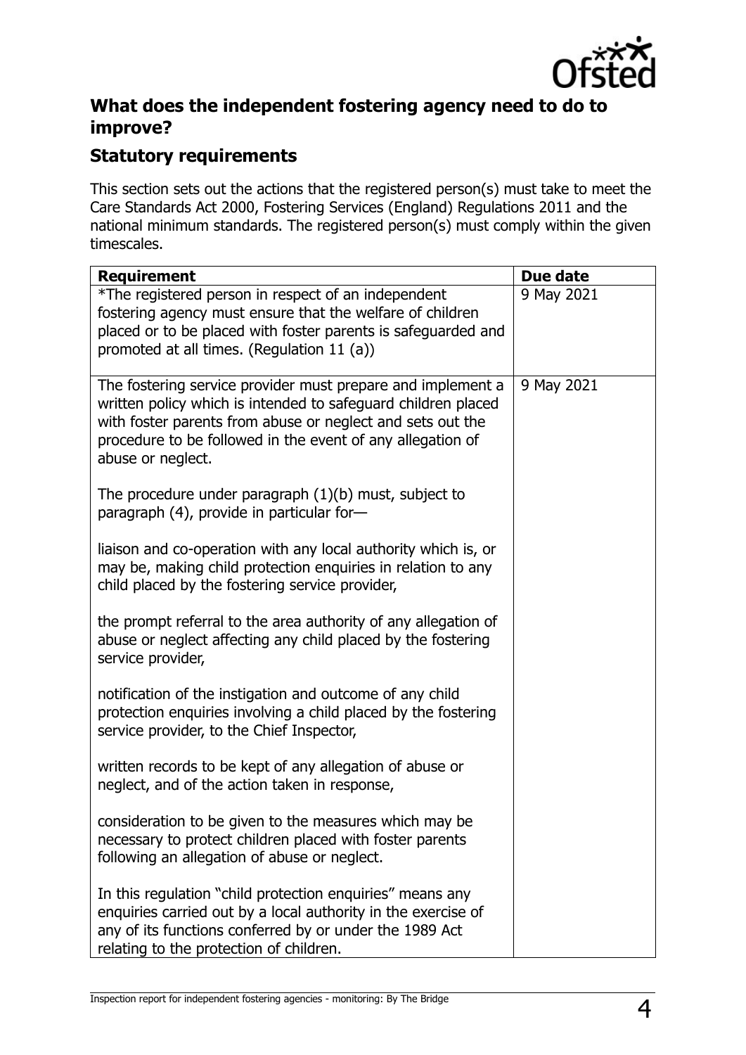## What does the independent fostering agency need to do to improve?

### Statutory requirements

This section sets out the actions that the registered person(s) must take to meet the Care Standards Act 2000, Fostering Services (England) Regulations 2011 and the national minimum standards. The registered person(s) must comply within the given timescales.

| Requirement | Due date |
| --- | --- |
| *The registered person in respect of an independent fostering agency must ensure that the welfare of children placed or to be placed with foster parents is safeguarded and promoted at all times. (Regulation 11 (a)) | 9 May 2021 |
| The fostering service provider must prepare and implement a written policy which is intended to safeguard children placed with foster parents from abuse or neglect and sets out the procedure to be followed in the event of any allegation of abuse or neglect.<br><br>The procedure under paragraph (1)(b) must, subject to paragraph (4), provide in particular for—<br><br>liaison and co-operation with any local authority which is, or may be, making child protection enquiries in relation to any child placed by the fostering service provider,<br><br>the prompt referral to the area authority of any allegation of abuse or neglect affecting any child placed by the fostering service provider,<br><br>notification of the instigation and outcome of any child protection enquiries involving a child placed by the fostering service provider, to the Chief Inspector,<br><br>written records to be kept of any allegation of abuse or neglect, and of the action taken in response,<br><br>consideration to be given to the measures which may be necessary to protect children placed with foster parents following an allegation of abuse or neglect.<br><br>In this regulation "child protection enquiries" means any enquiries carried out by a local authority in the exercise of any of its functions conferred by or under the 1989 Act relating to the protection of children. | 9 May 2021 |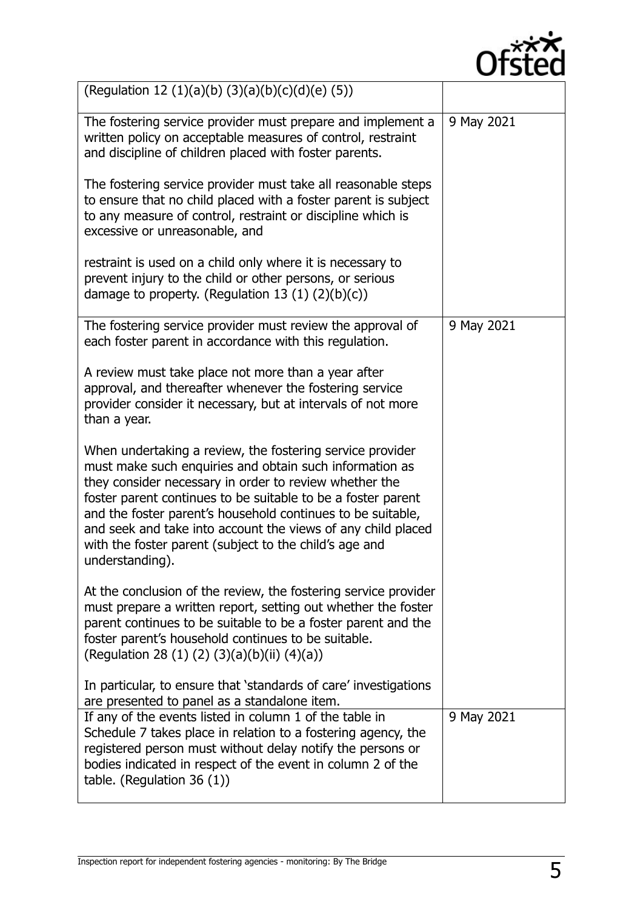| | |
|---|---|
| (Regulation 12 (1)(a)(b) (3)(a)(b)(c)(d)(e) (5)) | |
| The fostering service provider must prepare and implement a written policy on acceptable measures of control, restraint and discipline of children placed with foster parents.<br><br>The fostering service provider must take all reasonable steps to ensure that no child placed with a foster parent is subject to any measure of control, restraint or discipline which is excessive or unreasonable, and<br><br>restraint is used on a child only where it is necessary to prevent injury to the child or other persons, or serious damage to property. (Regulation 13 (1) (2)(b)(c)) | 9 May 2021 |
| The fostering service provider must review the approval of each foster parent in accordance with this regulation.<br><br>A review must take place not more than a year after approval, and thereafter whenever the fostering service provider consider it necessary, but at intervals of not more than a year.<br><br>When undertaking a review, the fostering service provider must make such enquiries and obtain such information as they consider necessary in order to review whether the foster parent continues to be suitable to be a foster parent and the foster parent's household continues to be suitable, and seek and take into account the views of any child placed with the foster parent (subject to the child's age and understanding).<br><br>At the conclusion of the review, the fostering service provider must prepare a written report, setting out whether the foster parent continues to be suitable to be a foster parent and the foster parent's household continues to be suitable. (Regulation 28 (1) (2) (3)(a)(b)(ii) (4)(a))<br><br>In particular, to ensure that 'standards of care' investigations are presented to panel as a standalone item. | 9 May 2021 |
| If any of the events listed in column 1 of the table in Schedule 7 takes place in relation to a fostering agency, the registered person must without delay notify the persons or bodies indicated in respect of the event in column 2 of the table. (Regulation 36 (1)) | 9 May 2021 |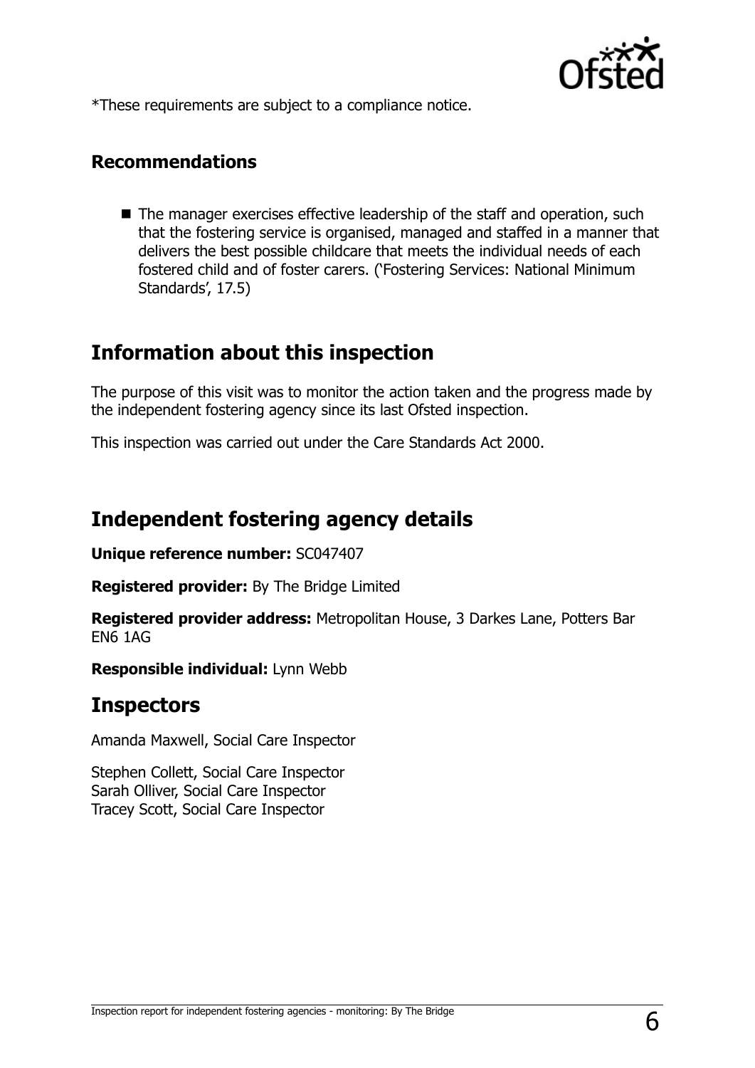*These requirements are subject to a compliance notice.

### Recommendations

- The manager exercises effective leadership of the staff and operation, such that the fostering service is organised, managed and staffed in a manner that delivers the best possible childcare that meets the individual needs of each fostered child and of foster carers. ('Fostering Services: National Minimum Standards', 17.5)

## Information about this inspection

The purpose of this visit was to monitor the action taken and the progress made by the independent fostering agency since its last Ofsted inspection.

This inspection was carried out under the Care Standards Act 2000.

## Independent fostering agency details

**Unique reference number:** SC047407

**Registered provider:** By The Bridge Limited

**Registered provider address:** Metropolitan House, 3 Darkes Lane, Potters Bar EN6 1AG

**Responsible individual:** Lynn Webb

## Inspectors

Amanda Maxwell, Social Care Inspector

Stephen Collett, Social Care Inspector
Sarah Olliver, Social Care Inspector
Tracey Scott, Social Care Inspector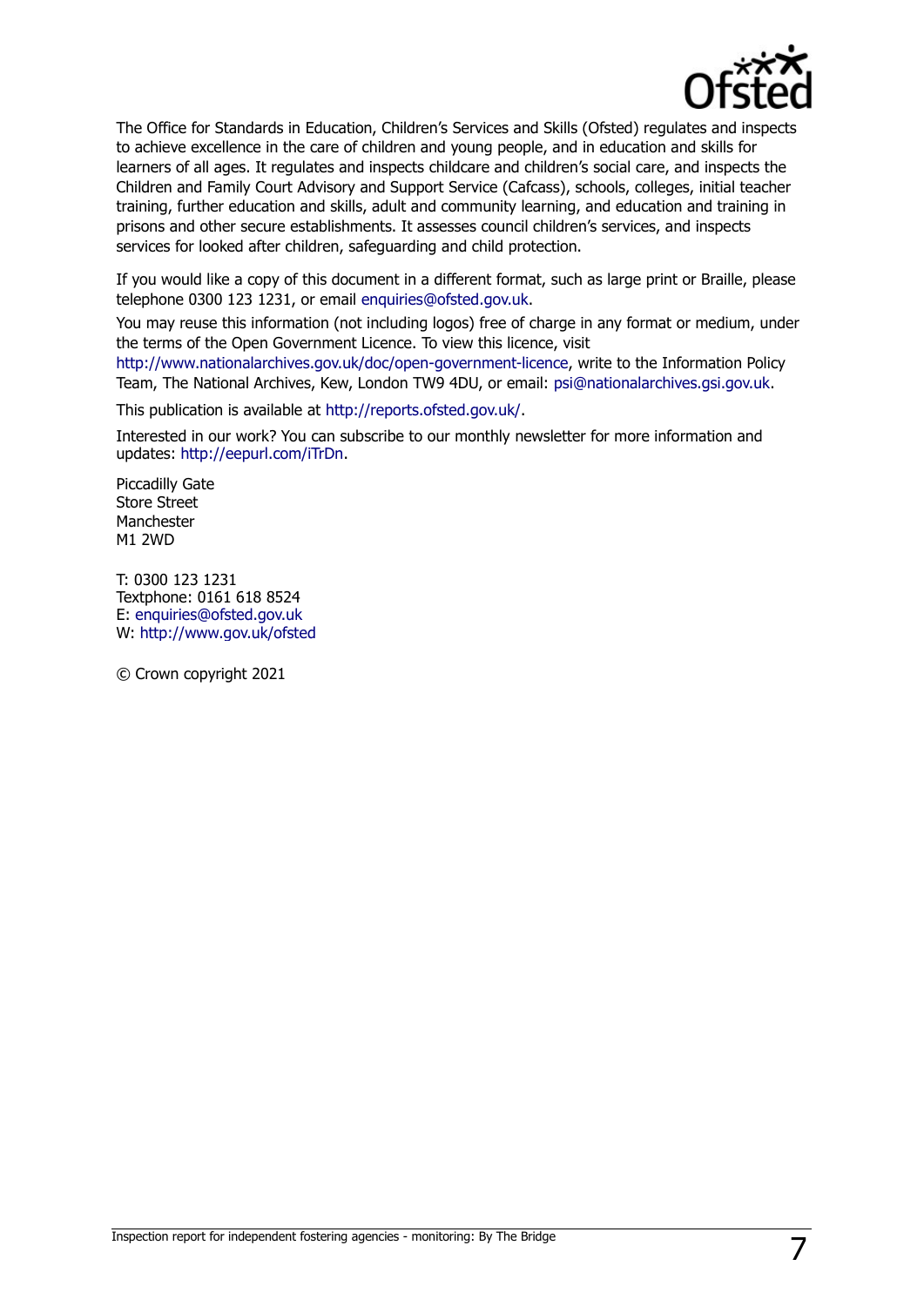The Office for Standards in Education, Children's Services and Skills (Ofsted) regulates and inspects to achieve excellence in the care of children and young people, and in education and skills for learners of all ages. It regulates and inspects childcare and children's social care, and inspects the Children and Family Court Advisory and Support Service (Cafcass), schools, colleges, initial teacher training, further education and skills, adult and community learning, and education and training in prisons and other secure establishments. It assesses council children's services, and inspects services for looked after children, safeguarding and child protection.

If you would like a copy of this document in a different format, such as large print or Braille, please telephone 0300 123 1231, or email enquiries@ofsted.gov.uk.

You may reuse this information (not including logos) free of charge in any format or medium, under the terms of the Open Government Licence. To view this licence, visit http://www.nationalarchives.gov.uk/doc/open-government-licence, write to the Information Policy Team, The National Archives, Kew, London TW9 4DU, or email: psi@nationalarchives.gsi.gov.uk.

This publication is available at http://reports.ofsted.gov.uk/.

Interested in our work? You can subscribe to our monthly newsletter for more information and updates: http://eepurl.com/iTrDn.

Piccadilly Gate
Store Street
Manchester
M1 2WD

T: 0300 123 1231
Textphone: 0161 618 8524
E: enquiries@ofsted.gov.uk
W: http://www.gov.uk/ofsted

© Crown copyright 2021